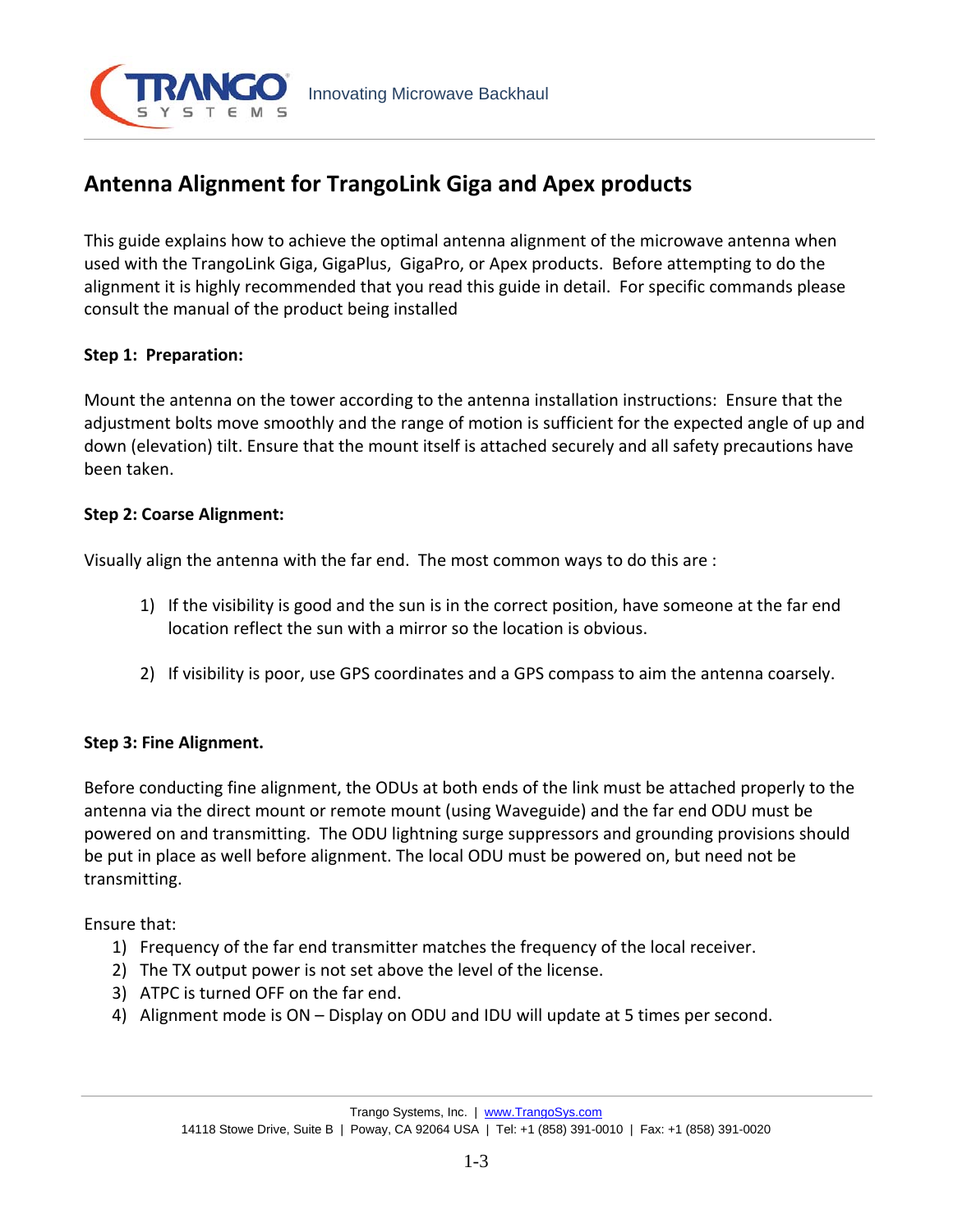# Antenna Alignment for TrangoLink Giga and Apex products

This guide explains how to achieve the optimal antenna alignment of the microwave antenna when used with the TrangoLink Giga, GigaPlus, GigaPro, or Apex products. Before attempting to do the alignment it is highly recommended that you read this guide in detail. For specific commands please consult the manual of the product being installed

**Step 1: Preparation:**

Mount the antenna on the tower according to the antenna installation instructions: Ensure that the adjustment bolts move smoothly and the range of motion is sufficient for the expected angle of up and down (elevation) tilt. Ensure that the mount itself is attached securely and all safety precautions have been taken.

**Step 2: Coarse Alignment:**

Visually align the antenna with the far end. The most common ways to do this are :

1) If the visibility is good and the sun is in the correct position, have someone at the far end location reflect the sun with a mirror so the location is obvious.

2) If visibility is poor, use GPS coordinates and a GPS compass to aim the antenna coarsely.

**Step 3: Fine Alignment.**

Before conducting fine alignment, the ODUs at both ends of the link must be attached properly to the antenna via the direct mount or remote mount (using Waveguide) and the far end ODU must be powered on and transmitting. The ODU lightning surge suppressors and grounding provisions should be put in place as well before alignment. The local ODU must be powered on, but need not be transmitting.

Ensure that:

1) Frequency of the far end transmitter matches the frequency of the local receiver.
2) The TX output power is not set above the level of the license.
3) ATPC is turned OFF on the far end.
4) Alignment mode is ON – Display on ODU and IDU will update at 5 times per second.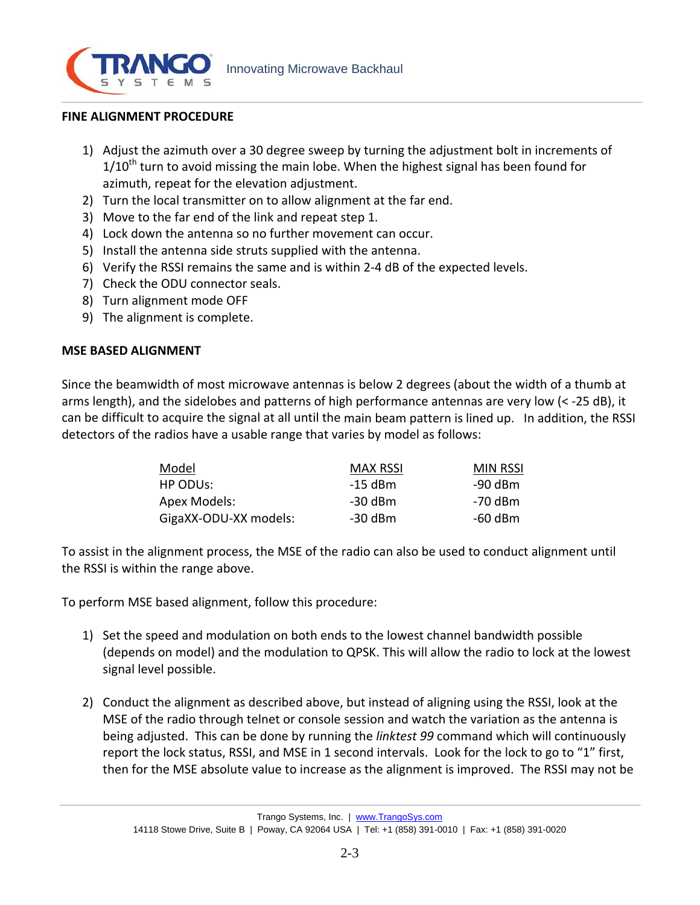**FINE ALIGNMENT PROCEDURE**

1) Adjust the azimuth over a 30 degree sweep by turning the adjustment bolt in increments of 1/10th turn to avoid missing the main lobe. When the highest signal has been found for azimuth, repeat for the elevation adjustment.
2) Turn the local transmitter on to allow alignment at the far end.
3) Move to the far end of the link and repeat step 1.
4) Lock down the antenna so no further movement can occur.
5) Install the antenna side struts supplied with the antenna.
6) Verify the RSSI remains the same and is within 2-4 dB of the expected levels.
7) Check the ODU connector seals.
8) Turn alignment mode OFF
9) The alignment is complete.

**MSE BASED ALIGNMENT**

Since the beamwidth of most microwave antennas is below 2 degrees (about the width of a thumb at arms length), and the sidelobes and patterns of high performance antennas are very low (< -25 dB), it can be difficult to acquire the signal at all until the main beam pattern is lined up. In addition, the RSSI detectors of the radios have a usable range that varies by model as follows:

| Model | MAX RSSI | MIN RSSI |
|---|---|---|
| HP ODUs: | -15 dBm | -90 dBm |
| Apex Models: | -30 dBm | -70 dBm |
| GigaXX-ODU-XX models: | -30 dBm | -60 dBm |

To assist in the alignment process, the MSE of the radio can also be used to conduct alignment until the RSSI is within the range above.

To perform MSE based alignment, follow this procedure:

1) Set the speed and modulation on both ends to the lowest channel bandwidth possible (depends on model) and the modulation to QPSK. This will allow the radio to lock at the lowest signal level possible.

2) Conduct the alignment as described above, but instead of aligning using the RSSI, look at the MSE of the radio through telnet or console session and watch the variation as the antenna is being adjusted. This can be done by running the *linktest 99* command which will continuously report the lock status, RSSI, and MSE in 1 second intervals. Look for the lock to go to "1" first, then for the MSE absolute value to increase as the alignment is improved. The RSSI may not be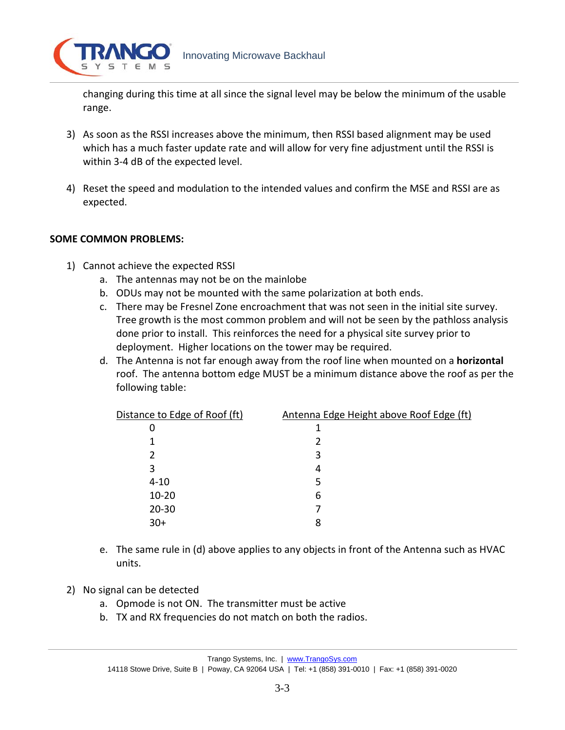changing during this time at all since the signal level may be below the minimum of the usable range.

3) As soon as the RSSI increases above the minimum, then RSSI based alignment may be used which has a much faster update rate and will allow for very fine adjustment until the RSSI is within 3-4 dB of the expected level.

4) Reset the speed and modulation to the intended values and confirm the MSE and RSSI are as expected.

**SOME COMMON PROBLEMS:**

1) Cannot achieve the expected RSSI
   a. The antennas may not be on the mainlobe
   b. ODUs may not be mounted with the same polarization at both ends.
   c. There may be Fresnel Zone encroachment that was not seen in the initial site survey. Tree growth is the most common problem and will not be seen by the pathloss analysis done prior to install. This reinforces the need for a physical site survey prior to deployment. Higher locations on the tower may be required.
   d. The Antenna is not far enough away from the roof line when mounted on a **horizontal** roof. The antenna bottom edge MUST be a minimum distance above the roof as per the following table:

| Distance to Edge of Roof (ft) | Antenna Edge Height above Roof Edge (ft) |
|---|---|
| 0 | 1 |
| 1 | 2 |
| 2 | 3 |
| 3 | 4 |
| 4-10 | 5 |
| 10-20 | 6 |
| 20-30 | 7 |
| 30+ | 8 |

   e. The same rule in (d) above applies to any objects in front of the Antenna such as HVAC units.

2) No signal can be detected
   a. Opmode is not ON. The transmitter must be active
   b. TX and RX frequencies do not match on both the radios.